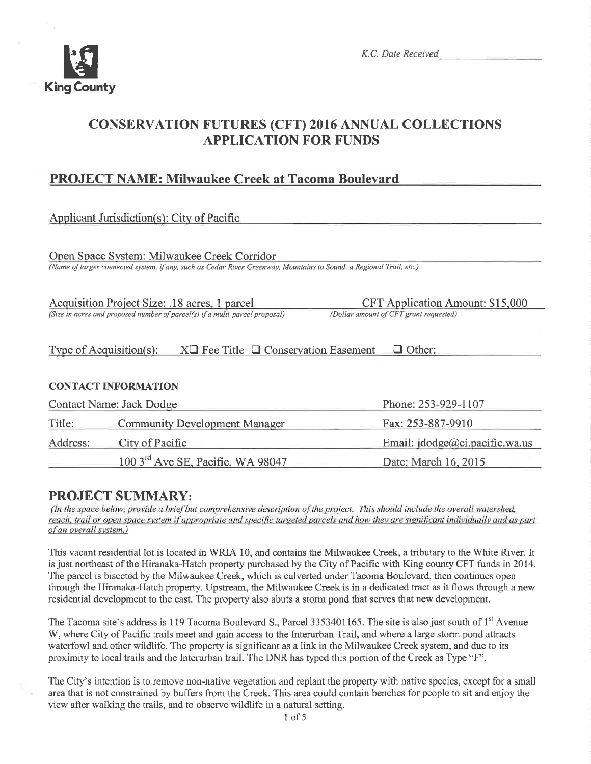King County

*K.C. Date Received* ______________

# CONSERVATION FUTURES (CFT) 2016 ANNUAL COLLECTIONS APPLICATION FOR FUNDS

## PROJECT NAME: Milwaukee Creek at Tacoma Boulevard

Applicant Jurisdiction(s): City of Pacific

Open Space System: Milwaukee Creek Corridor
*(Name of larger connected system, if any, such as Cedar River Greenway, Mountains to Sound, a Regional Trail, etc.)*

Acquisition Project Size: .18 acres, 1 parcel
*(Size in acres and proposed number of parcel(s) if a multi-parcel proposal)*

CFT Application Amount: $15,000
*(Dollar amount of CFT grant requested)*

Type of Acquisition(s): X☐ Fee Title ☐ Conservation Easement ☐ Other:

### CONTACT INFORMATION

| | | |
|---|---|---|
| Contact Name: Jack Dodge | | Phone: 253-929-1107 |
| Title: | Community Development Manager | Fax: 253-887-9910 |
| Address: | City of Pacific | Email: jdodge@ci.pacific.wa.us |
| | 100 3rd Ave SE, Pacific, WA 98047 | Date: March 16, 2015 |

## PROJECT SUMMARY:

*(In the space below, provide a brief but comprehensive description of the project. This should include the overall watershed, reach, trail or open space system if appropriate and specific targeted parcels and how they are significant individually and as part of an overall system.)*

This vacant residential lot is located in WRIA 10, and contains the Milwaukee Creek, a tributary to the White River. It is just northeast of the Hiranaka-Hatch property purchased by the City of Pacific with King county CFT funds in 2014. The parcel is bisected by the Milwaukee Creek, which is culverted under Tacoma Boulevard, then continues open through the Hiranaka-Hatch property. Upstream, the Milwaukee Creek is in a dedicated tract as it flows through a new residential development to the east. The property also abuts a storm pond that serves that new development.

The Tacoma site's address is 119 Tacoma Boulevard S., Parcel 3353401165. The site is also just south of 1st Avenue W, where City of Pacific trails meet and gain access to the Interurban Trail, and where a large storm pond attracts waterfowl and other wildlife. The property is significant as a link in the Milwaukee Creek system, and due to its proximity to local trails and the Interurban trail. The DNR has typed this portion of the Creek as Type "F".

The City's intention is to remove non-native vegetation and replant the property with native species, except for a small area that is not constrained by buffers from the Creek. This area could contain benches for people to sit and enjoy the view after walking the trails, and to observe wildlife in a natural setting.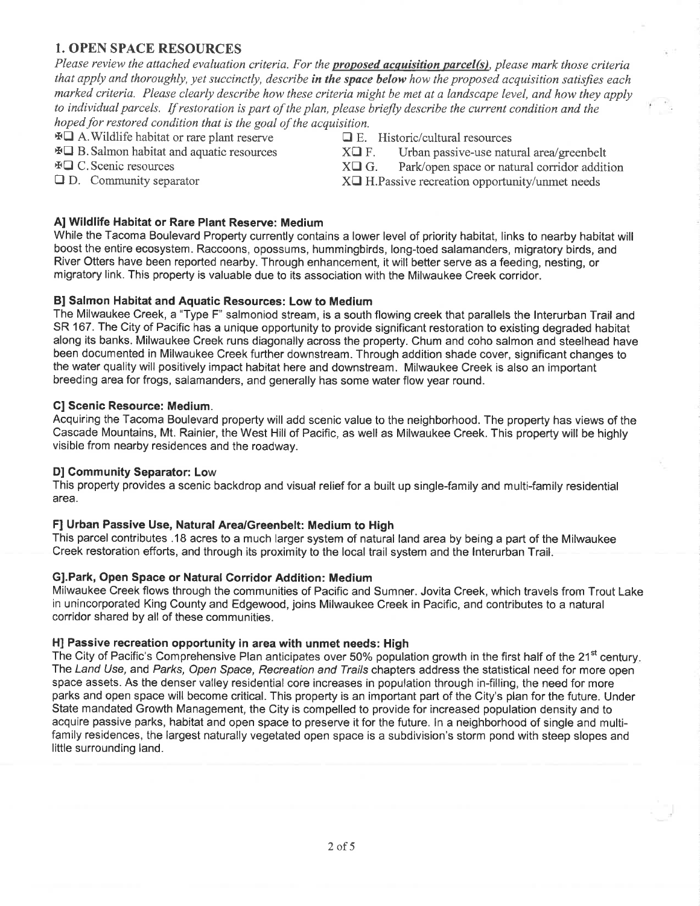## 1. OPEN SPACE RESOURCES

*Please review the attached evaluation criteria. For the* ***proposed acquisition parcel(s)****, please mark those criteria that apply and thoroughly, yet succinctly, describe* ***in the space below*** *how the proposed acquisition satisfies each marked criteria. Please clearly describe how these criteria might be met at a landscape level, and how they apply to individual parcels. If restoration is part of the plan, please briefly describe the current condition and the hoped for restored condition that is the goal of the acquisition.*

- ☒ A. Wildlife habitat or rare plant reserve
- ☒ B. Salmon habitat and aquatic resources
- ☒ C. Scenic resources
- ☐ D. Community separator
- ☐ E. Historic/cultural resources
- X☐ F. Urban passive-use natural area/greenbelt
- X☐ G. Park/open space or natural corridor addition
- X☐ H. Passive recreation opportunity/unmet needs

**A] Wildlife Habitat or Rare Plant Reserve: Medium**

While the Tacoma Boulevard Property currently contains a lower level of priority habitat, links to nearby habitat will boost the entire ecosystem. Raccoons, opossums, hummingbirds, long-toed salamanders, migratory birds, and River Otters have been reported nearby. Through enhancement, it will better serve as a feeding, nesting, or migratory link. This property is valuable due to its association with the Milwaukee Creek corridor.

**B] Salmon Habitat and Aquatic Resources: Low to Medium**

The Milwaukee Creek, a "Type F" salmoniod stream, is a south flowing creek that parallels the Interurban Trail and SR 167. The City of Pacific has a unique opportunity to provide significant restoration to existing degraded habitat along its banks. Milwaukee Creek runs diagonally across the property. Chum and coho salmon and steelhead have been documented in Milwaukee Creek further downstream. Through addition shade cover, significant changes to the water quality will positively impact habitat here and downstream. Milwaukee Creek is also an important breeding area for frogs, salamanders, and generally has some water flow year round.

**C] Scenic Resource: Medium.**

Acquiring the Tacoma Boulevard property will add scenic value to the neighborhood. The property has views of the Cascade Mountains, Mt. Rainier, the West Hill of Pacific, as well as Milwaukee Creek. This property will be highly visible from nearby residences and the roadway.

**D] Community Separator: Low**

This property provides a scenic backdrop and visual relief for a built up single-family and multi-family residential area.

**F] Urban Passive Use, Natural Area/Greenbelt: Medium to High**

This parcel contributes .18 acres to a much larger system of natural land area by being a part of the Milwaukee Creek restoration efforts, and through its proximity to the local trail system and the Interurban Trail.

**G].Park, Open Space or Natural Corridor Addition: Medium**

Milwaukee Creek flows through the communities of Pacific and Sumner. Jovita Creek, which travels from Trout Lake in unincorporated King County and Edgewood, joins Milwaukee Creek in Pacific, and contributes to a natural corridor shared by all of these communities.

**H] Passive recreation opportunity in area with unmet needs: High**

The City of Pacific's Comprehensive Plan anticipates over 50% population growth in the first half of the 21st century. The *Land Use,* and *Parks, Open Space, Recreation and Trails* chapters address the statistical need for more open space assets. As the denser valley residential core increases in population through in-filling, the need for more parks and open space will become critical. This property is an important part of the City's plan for the future. Under State mandated Growth Management, the City is compelled to provide for increased population density and to acquire passive parks, habitat and open space to preserve it for the future. In a neighborhood of single and multi-family residences, the largest naturally vegetated open space is a subdivision's storm pond with steep slopes and little surrounding land.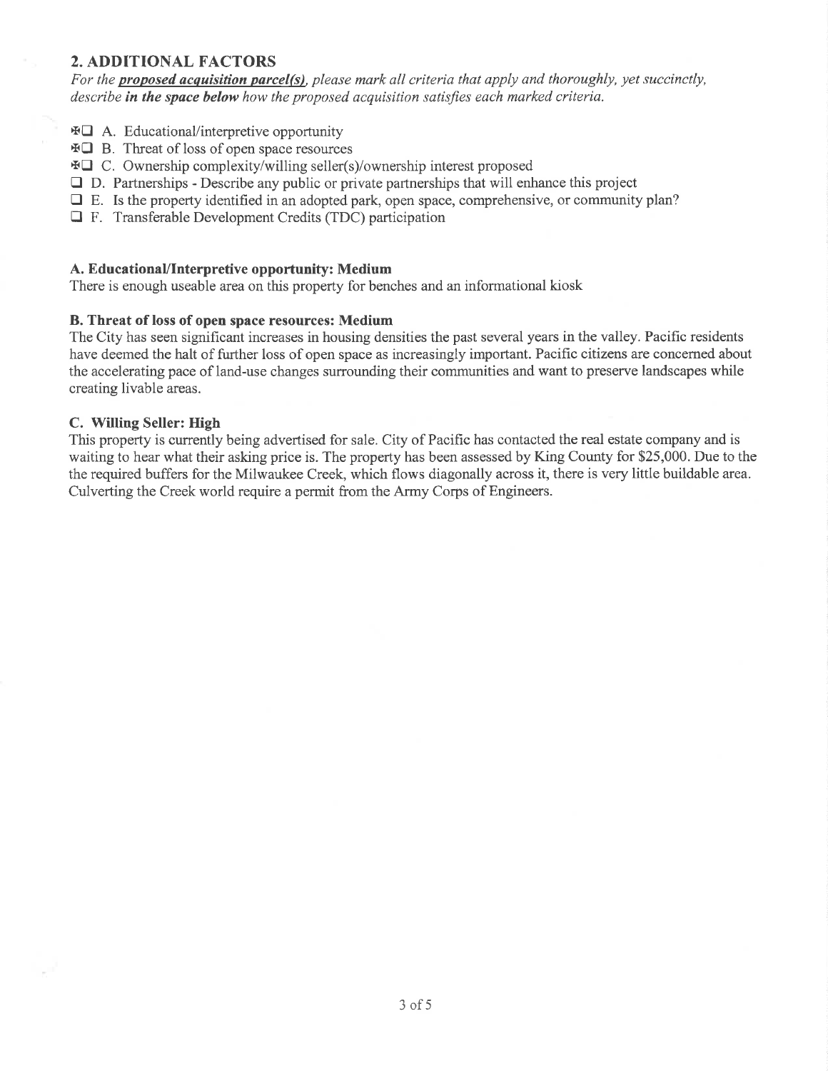## 2. ADDITIONAL FACTORS

*For the* ***proposed acquisition parcel(s)****, please mark all criteria that apply and thoroughly, yet succinctly, describe* ***in the space below*** *how the proposed acquisition satisfies each marked criteria.*

- ☒ A. Educational/interpretive opportunity
- ☒ B. Threat of loss of open space resources
- ☒ C. Ownership complexity/willing seller(s)/ownership interest proposed
- ☐ D. Partnerships - Describe any public or private partnerships that will enhance this project
- ☐ E. Is the property identified in an adopted park, open space, comprehensive, or community plan?
- ☐ F. Transferable Development Credits (TDC) participation

**A. Educational/Interpretive opportunity: Medium**

There is enough useable area on this property for benches and an informational kiosk

**B. Threat of loss of open space resources: Medium**

The City has seen significant increases in housing densities the past several years in the valley. Pacific residents have deemed the halt of further loss of open space as increasingly important. Pacific citizens are concerned about the accelerating pace of land-use changes surrounding their communities and want to preserve landscapes while creating livable areas.

**C. Willing Seller: High**

This property is currently being advertised for sale. City of Pacific has contacted the real estate company and is waiting to hear what their asking price is. The property has been assessed by King County for $25,000. Due to the the required buffers for the Milwaukee Creek, which flows diagonally across it, there is very little buildable area. Culverting the Creek world require a permit from the Army Corps of Engineers.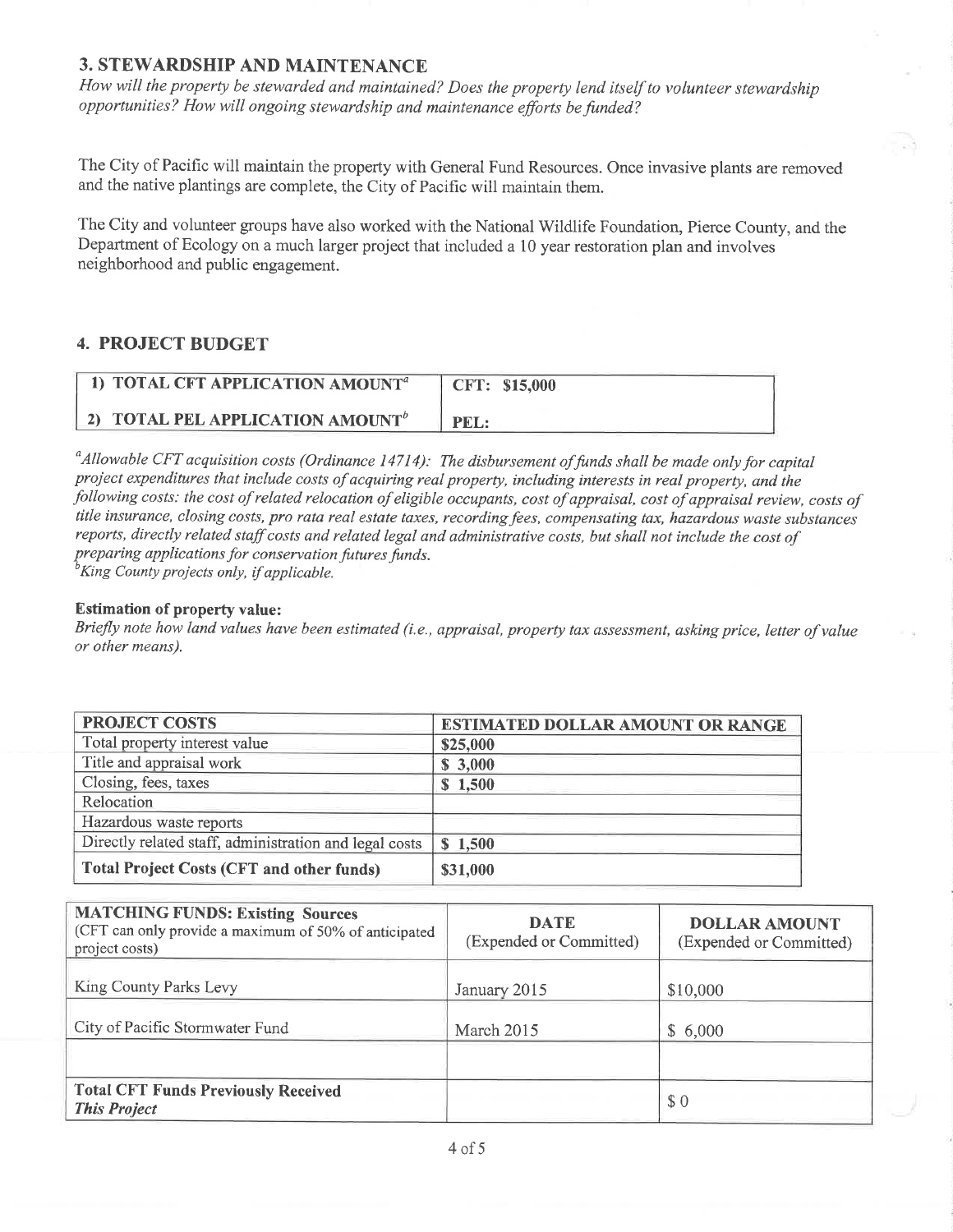## 3. STEWARDSHIP AND MAINTENANCE

*How will the property be stewarded and maintained? Does the property lend itself to volunteer stewardship opportunities? How will ongoing stewardship and maintenance efforts be funded?*

The City of Pacific will maintain the property with General Fund Resources. Once invasive plants are removed and the native plantings are complete, the City of Pacific will maintain them.

The City and volunteer groups have also worked with the National Wildlife Foundation, Pierce County, and the Department of Ecology on a much larger project that included a 10 year restoration plan and involves neighborhood and public engagement.

## 4. PROJECT BUDGET

| | |
|---|---|
| **1) TOTAL CFT APPLICATION AMOUNT[a]** | **CFT: $15,000** |
| **2) TOTAL PEL APPLICATION AMOUNT[b]** | **PEL:** |

[a]*Allowable CFT acquisition costs (Ordinance 14714): The disbursement of funds shall be made only for capital project expenditures that include costs of acquiring real property, including interests in real property, and the following costs: the cost of related relocation of eligible occupants, cost of appraisal, cost of appraisal review, costs of title insurance, closing costs, pro rata real estate taxes, recording fees, compensating tax, hazardous waste substances reports, directly related staff costs and related legal and administrative costs, but shall not include the cost of preparing applications for conservation futures funds.*
[b]*King County projects only, if applicable.*

**Estimation of property value:**
*Briefly note how land values have been estimated (i.e., appraisal, property tax assessment, asking price, letter of value or other means).*

| PROJECT COSTS | ESTIMATED DOLLAR AMOUNT OR RANGE |
|---|---|
| Total property interest value | $25,000 |
| Title and appraisal work | $ 3,000 |
| Closing, fees, taxes | $ 1,500 |
| Relocation | |
| Hazardous waste reports | |
| Directly related staff, administration and legal costs | $ 1,500 |
| **Total Project Costs (CFT and other funds)** | **$31,000** |

| **MATCHING FUNDS: Existing Sources** (CFT can only provide a maximum of 50% of anticipated project costs) | **DATE** (Expended or Committed) | **DOLLAR AMOUNT** (Expended or Committed) |
|---|---|---|
| King County Parks Levy | January 2015 | $10,000 |
| City of Pacific Stormwater Fund | March 2015 | $ 6,000 |
| | | |
| **Total CFT Funds Previously Received *This Project*** | | $ 0 |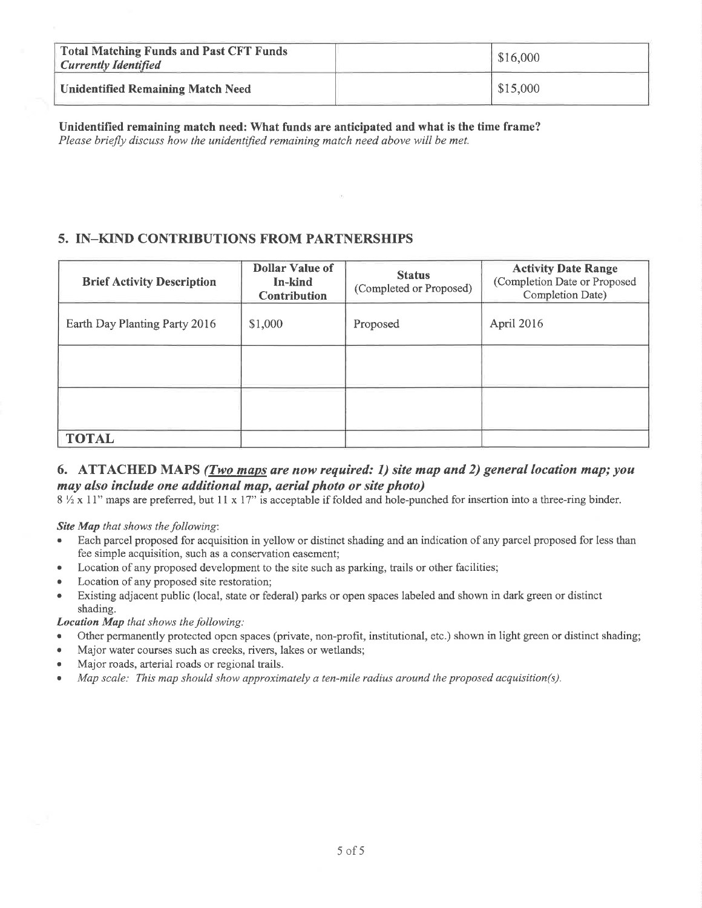| **Total Matching Funds and Past CFT Funds** *Currently Identified* | | $16,000 |
|---|---|---|
| **Unidentified Remaining Match Need** | | $15,000 |

**Unidentified remaining match need: What funds are anticipated and what is the time frame?**
*Please briefly discuss how the unidentified remaining match need above will be met.*

## 5. IN–KIND CONTRIBUTIONS FROM PARTNERSHIPS

| Brief Activity Description | Dollar Value of In-kind Contribution | Status (Completed or Proposed) | Activity Date Range (Completion Date or Proposed Completion Date) |
|---|---|---|---|
| Earth Day Planting Party 2016 | $1,000 | Proposed | April 2016 |
| | | | |
| | | | |
| **TOTAL** | | | |

## 6. ATTACHED MAPS *(Two maps are now required: 1) site map and 2) general location map; you may also include one additional map, aerial photo or site photo)*

8 ½ x 11" maps are preferred, but 11 x 17" is acceptable if folded and hole-punched for insertion into a three-ring binder.

***Site Map*** *that shows the following*:

- Each parcel proposed for acquisition in yellow or distinct shading and an indication of any parcel proposed for less than fee simple acquisition, such as a conservation easement;
- Location of any proposed development to the site such as parking, trails or other facilities;
- Location of any proposed site restoration;
- Existing adjacent public (local, state or federal) parks or open spaces labeled and shown in dark green or distinct shading.

***Location Map*** *that shows the following:*

- Other permanently protected open spaces (private, non-profit, institutional, etc.) shown in light green or distinct shading;
- Major water courses such as creeks, rivers, lakes or wetlands;
- Major roads, arterial roads or regional trails.
- *Map scale: This map should show approximately a ten-mile radius around the proposed acquisition(s).*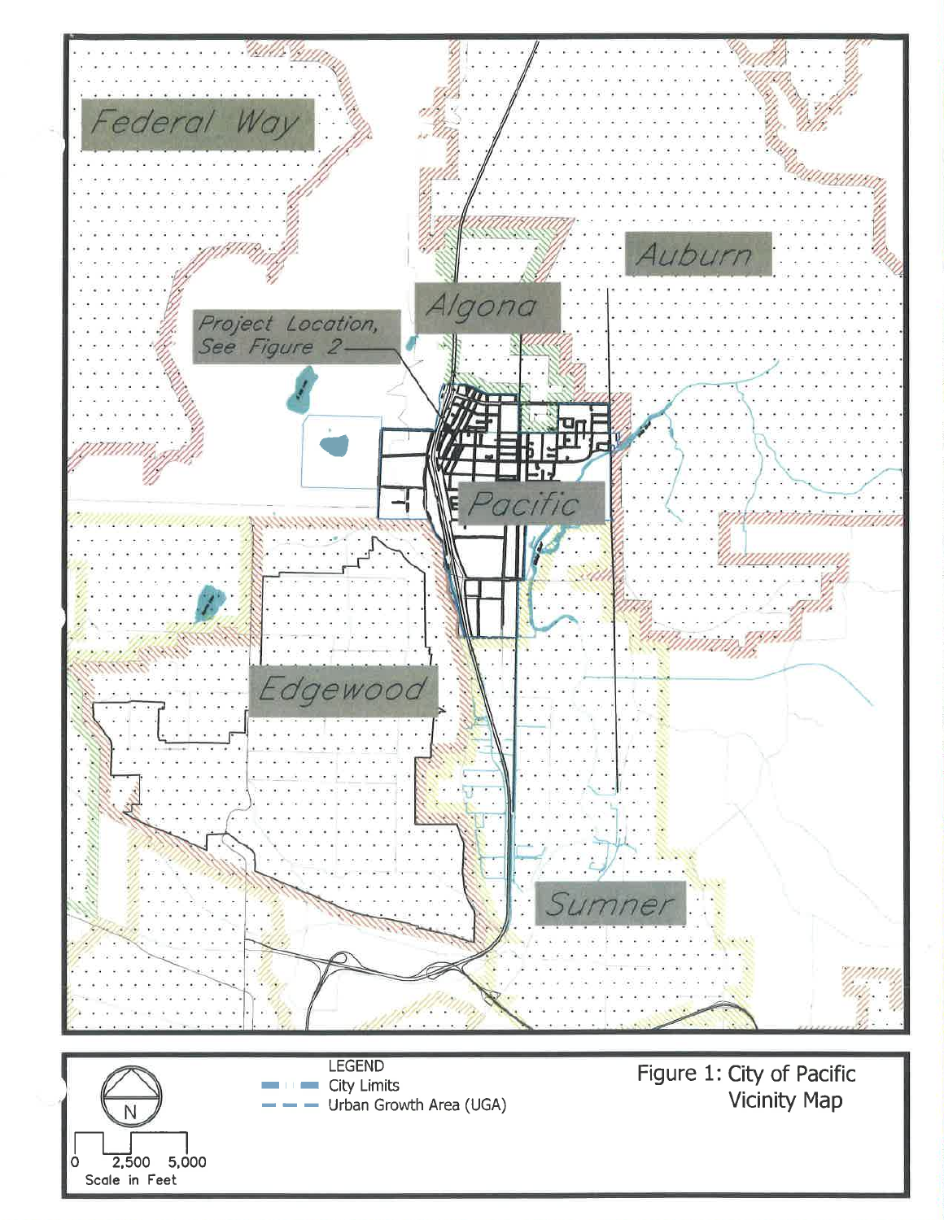Federal Way

Auburn

Algona

Project Location, See Figure 2

Pacific

Edgewood

Sumner

N

0 2,500 5,000
Scale in Feet

LEGEND
City Limits
Urban Growth Area (UGA)

Figure 1: City of Pacific Vicinity Map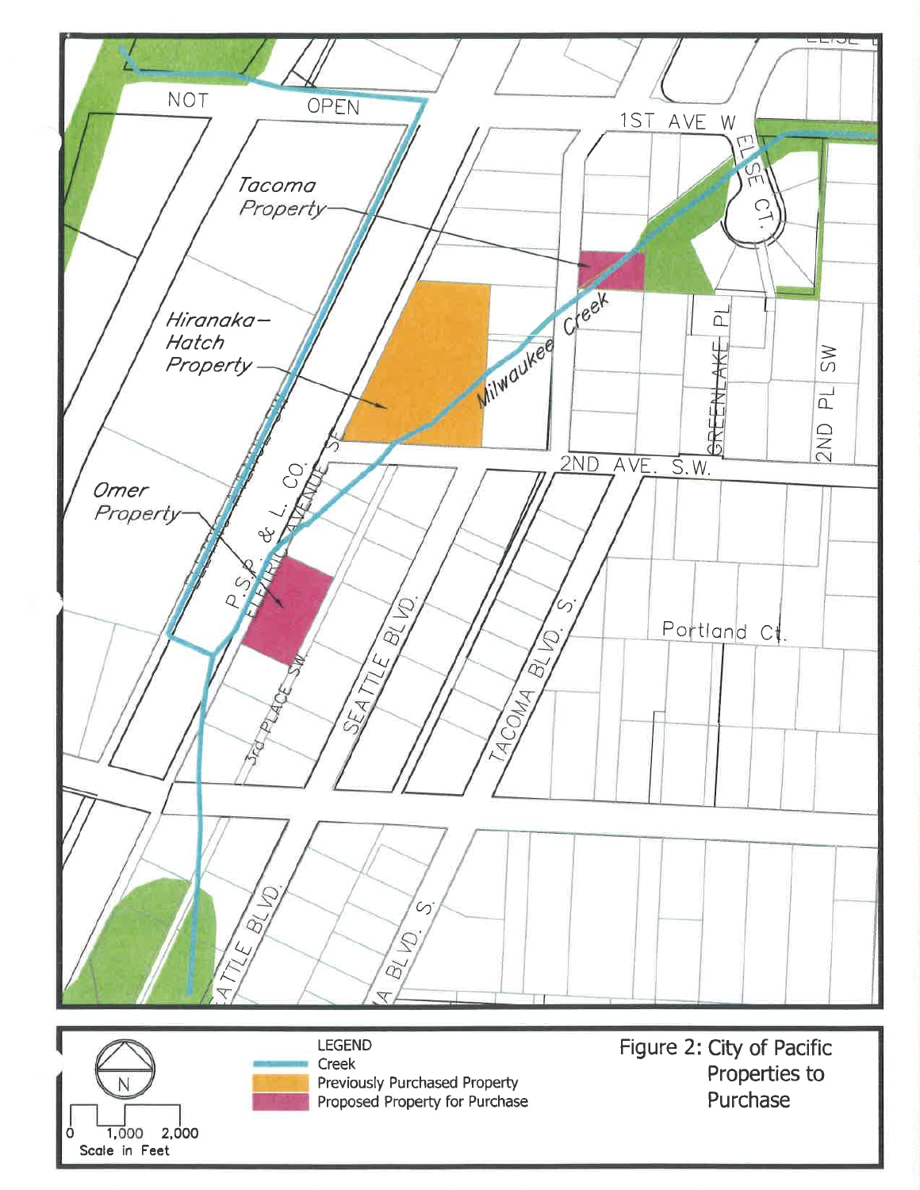LEGEND

- Creek
- Previously Purchased Property
- Proposed Property for Purchase

N

0 1,000 2,000
Scale in Feet

Figure 2: City of Pacific Properties to Purchase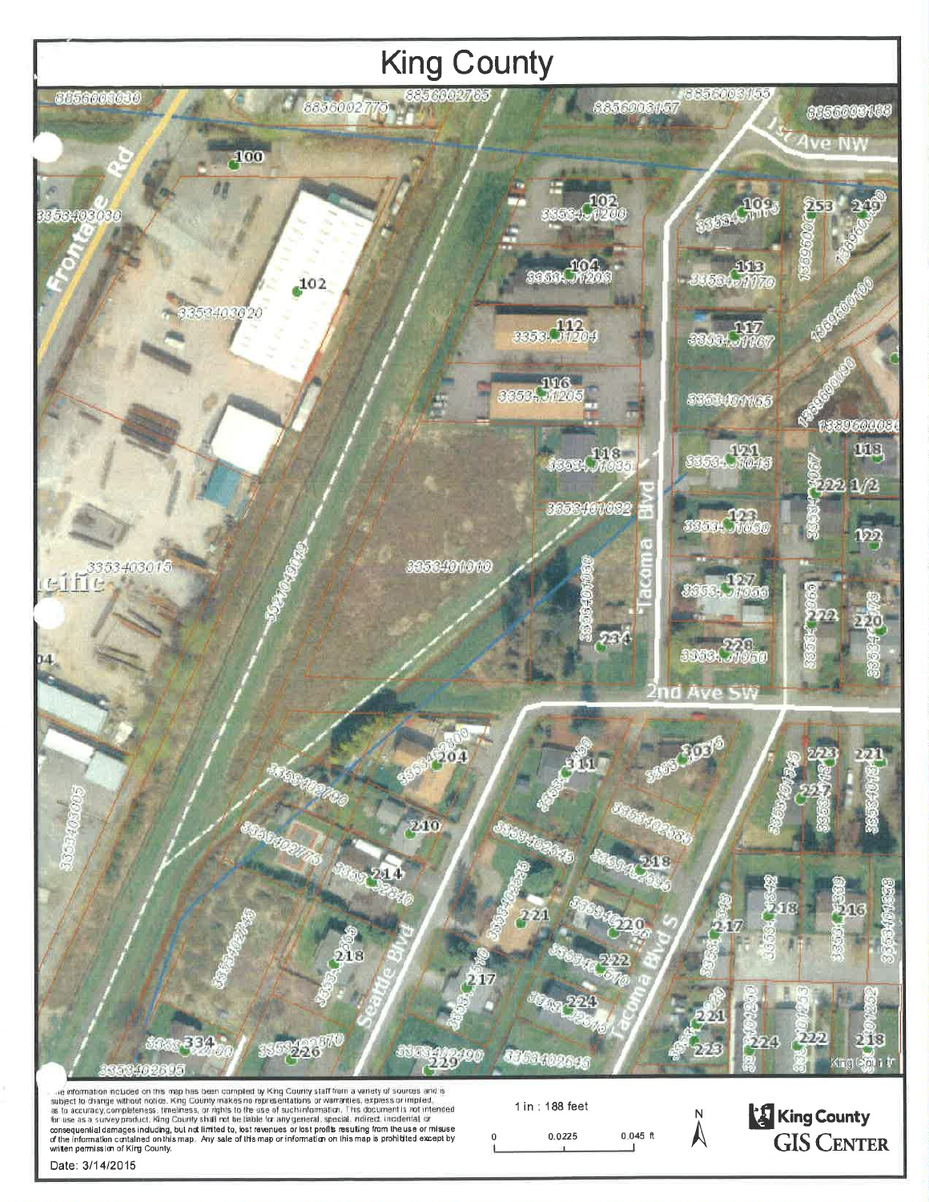# King County

The information included on this map has been compiled by King County staff from a variety of sources and is subject to change without notice. King County makes no representations or warranties, express or implied, as to accuracy, completeness, timeliness, or rights to the use of such information. This document is not intended for use as a survey product. King County shall not be liable for any general, special, indirect, incidental, or consequential damages including, but not limited to, lost revenues or lost profits resulting from the use or misuse of the information contained on this map. Any sale of this map or information on this map is prohibited except by written permission of King County.

Date: 3/14/2015

1 in : 188 feet

0 0.0225 0.045 ft

N

King County GIS Center